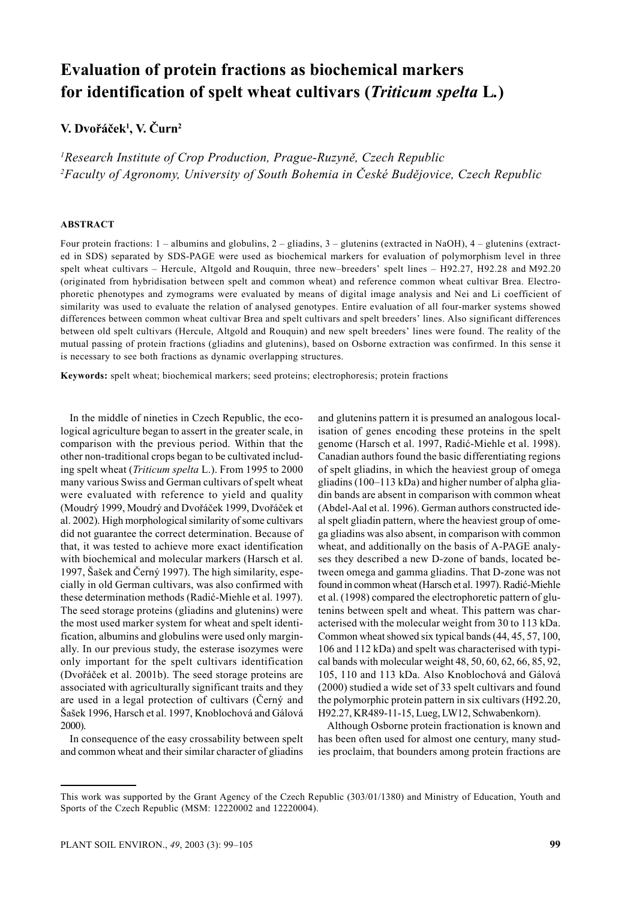# Evaluation of protein fractions as biochemical markers for identification of spelt wheat cultivars (*Triticum spelta* L.)

**V. Dvořáček[1], V. Čurn[2]**

*[1]Research Institute of Crop Production, Prague-Ruzyně, Czech Republic*
*[2]Faculty of Agronomy, University of South Bohemia in České Budějovice, Czech Republic*

#### ABSTRACT

Four protein fractions: 1 – albumins and globulins, 2 – gliadins, 3 – glutenins (extracted in NaOH), 4 – glutenins (extracted in SDS) separated by SDS-PAGE were used as biochemical markers for evaluation of polymorphism level in three spelt wheat cultivars – Hercule, Altgold and Rouquin, three new–breeders' spelt lines – H92.27, H92.28 and M92.20 (originated from hybridisation between spelt and common wheat) and reference common wheat cultivar Brea. Electrophoretic phenotypes and zymograms were evaluated by means of digital image analysis and Nei and Li coefficient of similarity was used to evaluate the relation of analysed genotypes. Entire evaluation of all four-marker systems showed differences between common wheat cultivar Brea and spelt cultivars and spelt breeders' lines. Also significant differences between old spelt cultivars (Hercule, Altgold and Rouquin) and new spelt breeders' lines were found. The reality of the mutual passing of protein fractions (gliadins and glutenins), based on Osborne extraction was confirmed. In this sense it is necessary to see both fractions as dynamic overlapping structures.

**Keywords:** spelt wheat; biochemical markers; seed proteins; electrophoresis; protein fractions

In the middle of nineties in Czech Republic, the ecological agriculture began to assert in the greater scale, in comparison with the previous period. Within that the other non-traditional crops began to be cultivated including spelt wheat (*Triticum spelta* L.). From 1995 to 2000 many various Swiss and German cultivars of spelt wheat were evaluated with reference to yield and quality (Moudrý 1999, Moudrý and Dvořáček 1999, Dvořáček et al. 2002). High morphological similarity of some cultivars did not guarantee the correct determination. Because of that, it was tested to achieve more exact identification with biochemical and molecular markers (Harsch et al. 1997, Šašek and Černý 1997). The high similarity, especially in old German cultivars, was also confirmed with these determination methods (Radić-Miehle et al. 1997). The seed storage proteins (gliadins and glutenins) were the most used marker system for wheat and spelt identification, albumins and globulins were used only marginally. In our previous study, the esterase isozymes were only important for the spelt cultivars identification (Dvořáček et al. 2001b). The seed storage proteins are associated with agriculturally significant traits and they are used in a legal protection of cultivars (Černý and Šašek 1996, Harsch et al. 1997, Knoblochová and Gálová 2000).

In consequence of the easy crossability between spelt and common wheat and their similar character of gliadins and glutenins pattern it is presumed an analogous localisation of genes encoding these proteins in the spelt genome (Harsch et al. 1997, Radić-Miehle et al. 1998). Canadian authors found the basic differentiating regions of spelt gliadins, in which the heaviest group of omega gliadins (100–113 kDa) and higher number of alpha gliadin bands are absent in comparison with common wheat (Abdel-Aal et al. 1996). German authors constructed ideal spelt gliadin pattern, where the heaviest group of omega gliadins was also absent, in comparison with common wheat, and additionally on the basis of A-PAGE analyses they described a new D-zone of bands, located between omega and gamma gliadins. That D-zone was not found in common wheat (Harsch et al. 1997). Radić-Miehle et al. (1998) compared the electrophoretic pattern of glutenins between spelt and wheat. This pattern was characterised with the molecular weight from 30 to 113 kDa. Common wheat showed six typical bands (44, 45, 57, 100, 106 and 112 kDa) and spelt was characterised with typical bands with molecular weight 48, 50, 60, 62, 66, 85, 92, 105, 110 and 113 kDa. Also Knoblochová and Gálová (2000) studied a wide set of 33 spelt cultivars and found the polymorphic protein pattern in six cultivars (H92.20, H92.27, KR489-11-15, Lueg, LW12, Schwabenkorn).

Although Osborne protein fractionation is known and has been often used for almost one century, many studies proclaim, that bounders among protein fractions are

---

This work was supported by the Grant Agency of the Czech Republic (303/01/1380) and Ministry of Education, Youth and Sports of the Czech Republic (MSM: 12220002 and 12220004).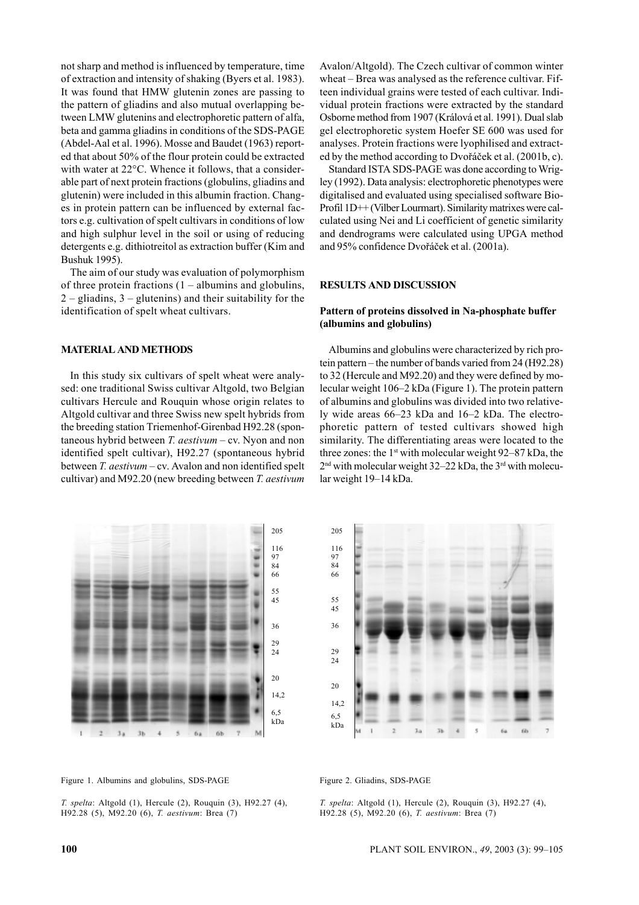not sharp and method is influenced by temperature, time of extraction and intensity of shaking (Byers et al. 1983). It was found that HMW glutenin zones are passing to the pattern of gliadins and also mutual overlapping between LMW glutenins and electrophoretic pattern of alfa, beta and gamma gliadins in conditions of the SDS-PAGE (Abdel-Aal et al. 1996). Mosse and Baudet (1963) reported that about 50% of the flour protein could be extracted with water at 22°C. Whence it follows, that a considerable part of next protein fractions (globulins, gliadins and glutenin) were included in this albumin fraction. Changes in protein pattern can be influenced by external factors e.g. cultivation of spelt cultivars in conditions of low and high sulphur level in the soil or using of reducing detergents e.g. dithiotreitol as extraction buffer (Kim and Bushuk 1995).

The aim of our study was evaluation of polymorphism of three protein fractions (1 – albumins and globulins, 2 – gliadins, 3 – glutenins) and their suitability for the identification of spelt wheat cultivars.

## MATERIAL AND METHODS

In this study six cultivars of spelt wheat were analysed: one traditional Swiss cultivar Altgold, two Belgian cultivars Hercule and Rouquin whose origin relates to Altgold cultivar and three Swiss new spelt hybrids from the breeding station Triemenhof-Girenbad H92.28 (spontaneous hybrid between *T. aestivum* – cv. Nyon and non identified spelt cultivar), H92.27 (spontaneous hybrid between *T. aestivum* – cv. Avalon and non identified spelt cultivar) and M92.20 (new breeding between *T. aestivum* Avalon/Altgold). The Czech cultivar of common winter wheat – Brea was analysed as the reference cultivar. Fifteen individual grains were tested of each cultivar. Individual protein fractions were extracted by the standard Osborne method from 1907 (Králová et al. 1991). Dual slab gel electrophoretic system Hoefer SE 600 was used for analyses. Protein fractions were lyophilised and extracted by the method according to Dvořáček et al. (2001b, c).

Standard ISTA SDS-PAGE was done according to Wrigley (1992). Data analysis: electrophoretic phenotypes were digitalised and evaluated using specialised software Bio-Profil 1D++ (Vilber Lourmart). Similarity matrixes were calculated using Nei and Li coefficient of genetic similarity and dendrograms were calculated using UPGA method and 95% confidence Dvořáček et al. (2001a).

## RESULTS AND DISCUSSION

### Pattern of proteins dissolved in Na-phosphate buffer (albumins and globulins)

Albumins and globulins were characterized by rich protein pattern – the number of bands varied from 24 (H92.28) to 32 (Hercule and M92.20) and they were defined by molecular weight 106–2 kDa (Figure 1). The protein pattern of albumins and globulins was divided into two relatively wide areas 66–23 kDa and 16–2 kDa. The electrophoretic pattern of tested cultivars showed high similarity. The differentiating areas were located to the three zones: the 1st with molecular weight 92–87 kDa, the 2nd with molecular weight 32–22 kDa, the 3rd with molecular weight 19–14 kDa.

Figure 1. Albumins and globulins, SDS-PAGE

*T. spelta*: Altgold (1), Hercule (2), Rouquin (3), H92.27 (4), H92.28 (5), M92.20 (6), *T. aestivum*: Brea (7)

Figure 2. Gliadins, SDS-PAGE

*T. spelta*: Altgold (1), Hercule (2), Rouquin (3), H92.27 (4), H92.28 (5), M92.20 (6), *T. aestivum*: Brea (7)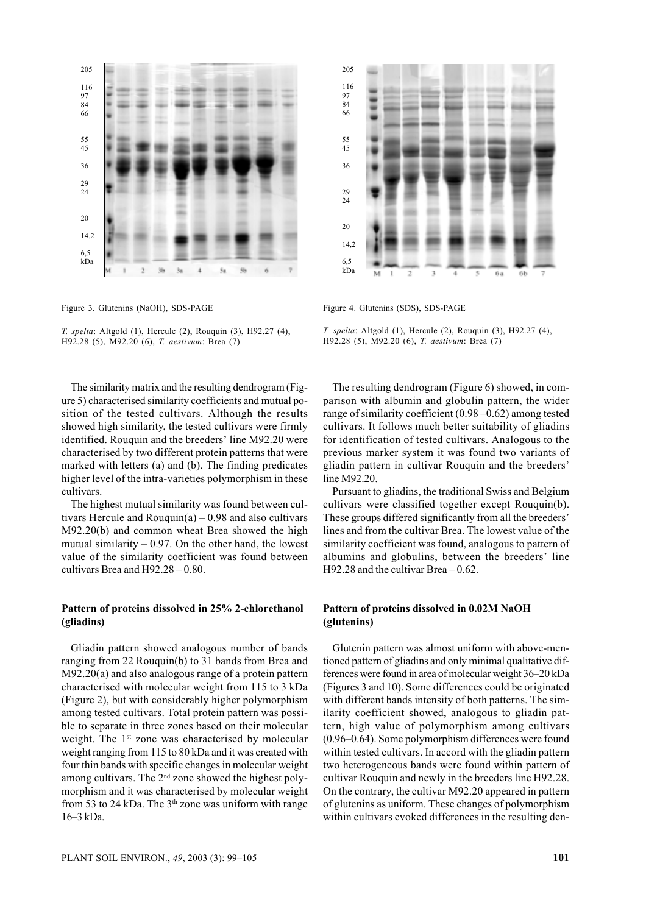Figure 3. Glutenins (NaOH), SDS-PAGE

*T. spelta*: Altgold (1), Hercule (2), Rouquin (3), H92.27 (4), H92.28 (5), M92.20 (6), *T. aestivum*: Brea (7)

Figure 4. Glutenins (SDS), SDS-PAGE

*T. spelta*: Altgold (1), Hercule (2), Rouquin (3), H92.27 (4), H92.28 (5), M92.20 (6), *T. aestivum*: Brea (7)

The similarity matrix and the resulting dendrogram (Figure 5) characterised similarity coefficients and mutual position of the tested cultivars. Although the results showed high similarity, the tested cultivars were firmly identified. Rouquin and the breeders' line M92.20 were characterised by two different protein patterns that were marked with letters (a) and (b). The finding predicates higher level of the intra-varieties polymorphism in these cultivars.

The highest mutual similarity was found between cultivars Hercule and Rouquin(a) – 0.98 and also cultivars M92.20(b) and common wheat Brea showed the high mutual similarity – 0.97. On the other hand, the lowest value of the similarity coefficient was found between cultivars Brea and H92.28 – 0.80.

### Pattern of proteins dissolved in 25% 2-chlorethanol (gliadins)

Gliadin pattern showed analogous number of bands ranging from 22 Rouquin(b) to 31 bands from Brea and M92.20(a) and also analogous range of a protein pattern characterised with molecular weight from 115 to 3 kDa (Figure 2), but with considerably higher polymorphism among tested cultivars. Total protein pattern was possible to separate in three zones based on their molecular weight. The 1st zone was characterised by molecular weight ranging from 115 to 80 kDa and it was created with four thin bands with specific changes in molecular weight among cultivars. The 2nd zone showed the highest polymorphism and it was characterised by molecular weight from 53 to 24 kDa. The 3th zone was uniform with range 16–3 kDa.

The resulting dendrogram (Figure 6) showed, in comparison with albumin and globulin pattern, the wider range of similarity coefficient (0.98 –0.62) among tested cultivars. It follows much better suitability of gliadins for identification of tested cultivars. Analogous to the previous marker system it was found two variants of gliadin pattern in cultivar Rouquin and the breeders' line M92.20.

Pursuant to gliadins, the traditional Swiss and Belgium cultivars were classified together except Rouquin(b). These groups differed significantly from all the breeders' lines and from the cultivar Brea. The lowest value of the similarity coefficient was found, analogous to pattern of albumins and globulins, between the breeders' line H92.28 and the cultivar Brea – 0.62.

### Pattern of proteins dissolved in 0.02M NaOH (glutenins)

Glutenin pattern was almost uniform with above-mentioned pattern of gliadins and only minimal qualitative differences were found in area of molecular weight 36–20 kDa (Figures 3 and 10). Some differences could be originated with different bands intensity of both patterns. The similarity coefficient showed, analogous to gliadin pattern, high value of polymorphism among cultivars (0.96–0.64). Some polymorphism differences were found within tested cultivars. In accord with the gliadin pattern two heterogeneous bands were found within pattern of cultivar Rouquin and newly in the breeders line H92.28. On the contrary, the cultivar M92.20 appeared in pattern of glutenins as uniform. These changes of polymorphism within cultivars evoked differences in the resulting den-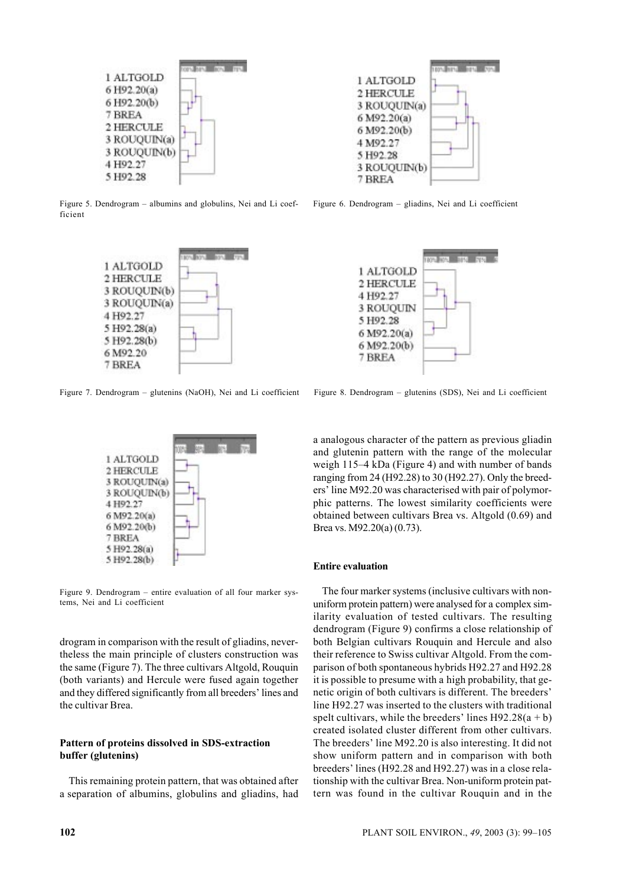Figure 5. Dendrogram – albumins and globulins, Nei and Li coefficient

Figure 6. Dendrogram – gliadins, Nei and Li coefficient

Figure 7. Dendrogram – glutenins (NaOH), Nei and Li coefficient

Figure 8. Dendrogram – glutenins (SDS), Nei and Li coefficient

Figure 9. Dendrogram – entire evaluation of all four marker systems, Nei and Li coefficient

drogram in comparison with the result of gliadins, nevertheless the main principle of clusters construction was the same (Figure 7). The three cultivars Altgold, Rouquin (both variants) and Hercule were fused again together and they differed significantly from all breeders' lines and the cultivar Brea.

### Pattern of proteins dissolved in SDS-extraction buffer (glutenins)

This remaining protein pattern, that was obtained after a separation of albumins, globulins and gliadins, had a analogous character of the pattern as previous gliadin and glutenin pattern with the range of the molecular weigh 115–4 kDa (Figure 4) and with number of bands ranging from 24 (H92.28) to 30 (H92.27). Only the breeders' line M92.20 was characterised with pair of polymorphic patterns. The lowest similarity coefficients were obtained between cultivars Brea vs. Altgold (0.69) and Brea vs. M92.20(a) (0.73).

### Entire evaluation

The four marker systems (inclusive cultivars with non-uniform protein pattern) were analysed for a complex similarity evaluation of tested cultivars. The resulting dendrogram (Figure 9) confirms a close relationship of both Belgian cultivars Rouquin and Hercule and also their reference to Swiss cultivar Altgold. From the comparison of both spontaneous hybrids H92.27 and H92.28 it is possible to presume with a high probability, that genetic origin of both cultivars is different. The breeders' line H92.27 was inserted to the clusters with traditional spelt cultivars, while the breeders' lines H92.28(a + b) created isolated cluster different from other cultivars. The breeders' line M92.20 is also interesting. It did not show uniform pattern and in comparison with both breeders' lines (H92.28 and H92.27) was in a close relationship with the cultivar Brea. Non-uniform protein pattern was found in the cultivar Rouquin and in the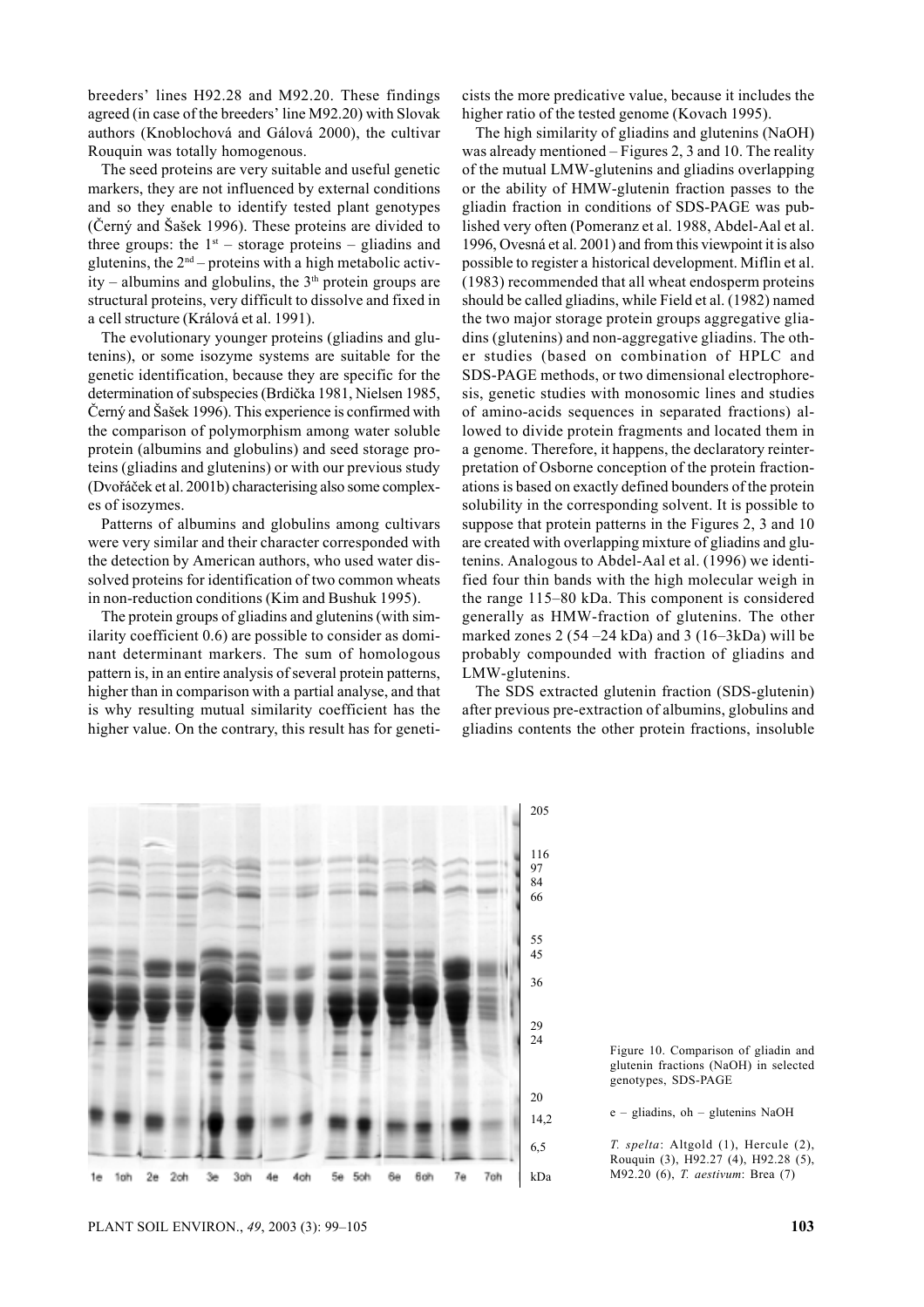breeders' lines H92.28 and M92.20. These findings agreed (in case of the breeders' line M92.20) with Slovak authors (Knoblochová and Gálová 2000), the cultivar Rouquin was totally homogenous.

The seed proteins are very suitable and useful genetic markers, they are not influenced by external conditions and so they enable to identify tested plant genotypes (Černý and Šašek 1996). These proteins are divided to three groups: the 1[st] – storage proteins – gliadins and glutenins, the 2[nd] – proteins with a high metabolic activity – albumins and globulins, the 3[th] protein groups are structural proteins, very difficult to dissolve and fixed in a cell structure (Králová et al. 1991).

The evolutionary younger proteins (gliadins and glutenins), or some isozyme systems are suitable for the genetic identification, because they are specific for the determination of subspecies (Brdička 1981, Nielsen 1985, Černý and Šašek 1996). This experience is confirmed with the comparison of polymorphism among water soluble protein (albumins and globulins) and seed storage proteins (gliadins and glutenins) or with our previous study (Dvořáček et al. 2001b) characterising also some complexes of isozymes.

Patterns of albumins and globulins among cultivars were very similar and their character corresponded with the detection by American authors, who used water dissolved proteins for identification of two common wheats in non-reduction conditions (Kim and Bushuk 1995).

The protein groups of gliadins and glutenins (with similarity coefficient 0.6) are possible to consider as dominant determinant markers. The sum of homologous pattern is, in an entire analysis of several protein patterns, higher than in comparison with a partial analyse, and that is why resulting mutual similarity coefficient has the higher value. On the contrary, this result has for geneticists the more predicative value, because it includes the higher ratio of the tested genome (Kovach 1995).

The high similarity of gliadins and glutenins (NaOH) was already mentioned – Figures 2, 3 and 10. The reality of the mutual LMW-glutenins and gliadins overlapping or the ability of HMW-glutenin fraction passes to the gliadin fraction in conditions of SDS-PAGE was published very often (Pomeranz et al. 1988, Abdel-Aal et al. 1996, Ovesná et al. 2001) and from this viewpoint it is also possible to register a historical development. Miflin et al. (1983) recommended that all wheat endosperm proteins should be called gliadins, while Field et al. (1982) named the two major storage protein groups aggregative gliadins (glutenins) and non-aggregative gliadins. The other studies (based on combination of HPLC and SDS-PAGE methods, or two dimensional electrophoresis, genetic studies with monosomic lines and studies of amino-acids sequences in separated fractions) allowed to divide protein fragments and located them in a genome. Therefore, it happens, the declaratory reinterpretation of Osborne conception of the protein fractionations is based on exactly defined bounders of the protein solubility in the corresponding solvent. It is possible to suppose that protein patterns in the Figures 2, 3 and 10 are created with overlapping mixture of gliadins and glutenins. Analogous to Abdel-Aal et al. (1996) we identified four thin bands with the high molecular weigh in the range 115–80 kDa. This component is considered generally as HMW-fraction of glutenins. The other marked zones 2 (54 –24 kDa) and 3 (16–3kDa) will be probably compounded with fraction of gliadins and LMW-glutenins.

The SDS extracted glutenin fraction (SDS-glutenin) after previous pre-extraction of albumins, globulins and gliadins contents the other protein fractions, insoluble

Figure 10. Comparison of gliadin and glutenin fractions (NaOH) in selected genotypes, SDS-PAGE

e – gliadins, oh – glutenins NaOH

*T. spelta*: Altgold (1), Hercule (2), Rouquin (3), H92.27 (4), H92.28 (5), M92.20 (6), *T. aestivum*: Brea (7)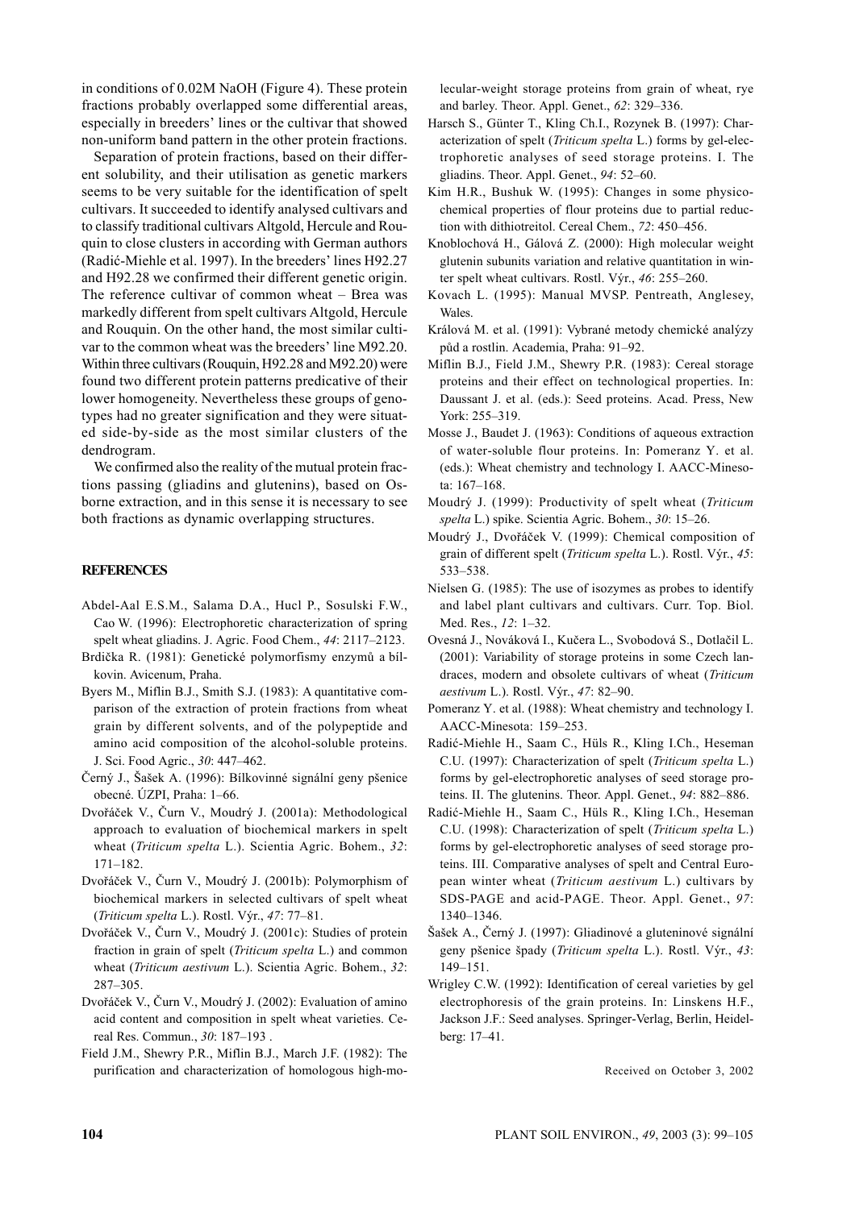in conditions of 0.02M NaOH (Figure 4). These protein fractions probably overlapped some differential areas, especially in breeders' lines or the cultivar that showed non-uniform band pattern in the other protein fractions.

Separation of protein fractions, based on their different solubility, and their utilisation as genetic markers seems to be very suitable for the identification of spelt cultivars. It succeeded to identify analysed cultivars and to classify traditional cultivars Altgold, Hercule and Rouquin to close clusters in according with German authors (Radić-Miehle et al. 1997). In the breeders' lines H92.27 and H92.28 we confirmed their different genetic origin. The reference cultivar of common wheat – Brea was markedly different from spelt cultivars Altgold, Hercule and Rouquin. On the other hand, the most similar cultivar to the common wheat was the breeders' line M92.20. Within three cultivars (Rouquin, H92.28 and M92.20) were found two different protein patterns predicative of their lower homogeneity. Nevertheless these groups of genotypes had no greater signification and they were situated side-by-side as the most similar clusters of the dendrogram.

We confirmed also the reality of the mutual protein fractions passing (gliadins and glutenins), based on Osborne extraction, and in this sense it is necessary to see both fractions as dynamic overlapping structures.

## REFERENCES

Abdel-Aal E.S.M., Salama D.A., Hucl P., Sosulski F.W., Cao W. (1996): Electrophoretic characterization of spring spelt wheat gliadins. J. Agric. Food Chem., *44*: 2117–2123.

Brdička R. (1981): Genetické polymorfismy enzymů a bílkovin. Avicenum, Praha.

Byers M., Miflin B.J., Smith S.J. (1983): A quantitative comparison of the extraction of protein fractions from wheat grain by different solvents, and of the polypeptide and amino acid composition of the alcohol-soluble proteins. J. Sci. Food Agric., *30*: 447–462.

Černý J., Šašek A. (1996): Bílkovinné signální geny pšenice obecné. ÚZPI, Praha: 1–66.

Dvořáček V., Čurn V., Moudrý J. (2001a): Methodological approach to evaluation of biochemical markers in spelt wheat (*Triticum spelta* L.). Scientia Agric. Bohem., *32*: 171–182.

Dvořáček V., Čurn V., Moudrý J. (2001b): Polymorphism of biochemical markers in selected cultivars of spelt wheat (*Triticum spelta* L.). Rostl. Výr., *47*: 77–81.

Dvořáček V., Čurn V., Moudrý J. (2001c): Studies of protein fraction in grain of spelt (*Triticum spelta* L.) and common wheat (*Triticum aestivum* L.). Scientia Agric. Bohem., *32*: 287–305.

Dvořáček V., Čurn V., Moudrý J. (2002): Evaluation of amino acid content and composition in spelt wheat varieties. Cereal Res. Commun., *30*: 187–193 .

Field J.M., Shewry P.R., Miflin B.J., March J.F. (1982): The purification and characterization of homologous high-molecular-weight storage proteins from grain of wheat, rye and barley. Theor. Appl. Genet., *62*: 329–336.

Harsch S., Günter T., Kling Ch.I., Rozynek B. (1997): Characterization of spelt (*Triticum spelta* L.) forms by gel-electrophoretic analyses of seed storage proteins. I. The gliadins. Theor. Appl. Genet., *94*: 52–60.

Kim H.R., Bushuk W. (1995): Changes in some physicochemical properties of flour proteins due to partial reduction with dithiotreitol. Cereal Chem., *72*: 450–456.

Knoblochová H., Gálová Z. (2000): High molecular weight glutenin subunits variation and relative quantitation in winter spelt wheat cultivars. Rostl. Výr., *46*: 255–260.

Kovach L. (1995): Manual MVSP. Pentreath, Anglesey, Wales.

Králová M. et al. (1991): Vybrané metody chemické analýzy půd a rostlin. Academia, Praha: 91–92.

Miflin B.J., Field J.M., Shewry P.R. (1983): Cereal storage proteins and their effect on technological properties. In: Daussant J. et al. (eds.): Seed proteins. Acad. Press, New York: 255–319.

Mosse J., Baudet J. (1963): Conditions of aqueous extraction of water-soluble flour proteins. In: Pomeranz Y. et al. (eds.): Wheat chemistry and technology I. AACC-Minesota: 167–168.

Moudrý J. (1999): Productivity of spelt wheat (*Triticum spelta* L.) spike. Scientia Agric. Bohem., *30*: 15–26.

Moudrý J., Dvořáček V. (1999): Chemical composition of grain of different spelt (*Triticum spelta* L.). Rostl. Výr., *45*: 533–538.

Nielsen G. (1985): The use of isozymes as probes to identify and label plant cultivars and cultivars. Curr. Top. Biol. Med. Res., *12*: 1–32.

Ovesná J., Nováková I., Kučera L., Svobodová S., Dotlačil L. (2001): Variability of storage proteins in some Czech landraces, modern and obsolete cultivars of wheat (*Triticum aestivum* L.). Rostl. Výr., *47*: 82–90.

Pomeranz Y. et al. (1988): Wheat chemistry and technology I. AACC-Minesota: 159–253.

Radić-Miehle H., Saam C., Hüls R., Kling I.Ch., Heseman C.U. (1997): Characterization of spelt (*Triticum spelta* L.) forms by gel-electrophoretic analyses of seed storage proteins. II. The glutenins. Theor. Appl. Genet., *94*: 882–886.

Radić-Miehle H., Saam C., Hüls R., Kling I.Ch., Heseman C.U. (1998): Characterization of spelt (*Triticum spelta* L.) forms by gel-electrophoretic analyses of seed storage proteins. III. Comparative analyses of spelt and Central European winter wheat (*Triticum aestivum* L.) cultivars by SDS-PAGE and acid-PAGE. Theor. Appl. Genet., *97*: 1340–1346.

Šašek A., Černý J. (1997): Gliadinové a gluteninové signální geny pšenice špady (*Triticum spelta* L.). Rostl. Výr., *43*: 149–151.

Wrigley C.W. (1992): Identification of cereal varieties by gel electrophoresis of the grain proteins. In: Linskens H.F., Jackson J.F.: Seed analyses. Springer-Verlag, Berlin, Heidelberg: 17–41.

Received on October 3, 2002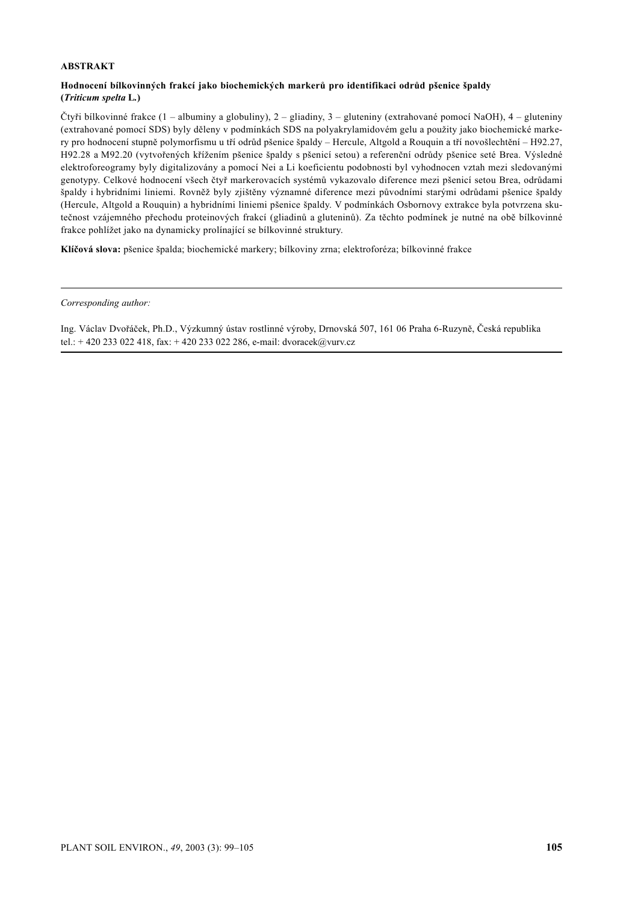**ABSTRAKT**

**Hodnocení bílkovinných frakcí jako biochemických markerů pro identifikaci odrůd pšenice špaldy (*Triticum spelta* L.)**

Čtyři bílkovinné frakce (1 – albuminy a globuliny), 2 – gliadiny, 3 – gluteniny (extrahované pomocí NaOH), 4 – gluteniny (extrahované pomocí SDS) byly děleny v podmínkách SDS na polyakrylamidovém gelu a použity jako biochemické markery pro hodnocení stupně polymorfismu u tří odrůd pšenice špaldy – Hercule, Altgold a Rouquin a tří novošlechtění – H92.27, H92.28 a M92.20 (vytvořených křížením pšenice špaldy s pšenicí setou) a referenční odrůdy pšenice seté Brea. Výsledné elektroforeogramy byly digitalizovány a pomocí Nei a Li koeficientu podobnosti byl vyhodnocen vztah mezi sledovanými genotypy. Celkové hodnocení všech čtyř markerovacích systémů vykazovalo diference mezi pšenicí setou Brea, odrůdami špaldy i hybridními liniemi. Rovněž byly zjištěny významné diference mezi původními starými odrůdami pšenice špaldy (Hercule, Altgold a Rouquin) a hybridními liniemi pšenice špaldy. V podmínkách Osbornovy extrakce byla potvrzena skutečnost vzájemného přechodu proteinových frakcí (gliadinů a gluteninů). Za těchto podmínek je nutné na obě bílkovinné frakce pohlížet jako na dynamicky prolínající se bílkovinné struktury.

**Klíčová slova:** pšenice špalda; biochemické markery; bílkoviny zrna; elektroforéza; bílkovinné frakce

---

*Corresponding author:*

Ing. Václav Dvořáček, Ph.D., Výzkumný ústav rostlinné výroby, Drnovská 507, 161 06 Praha 6-Ruzyně, Česká republika
tel.: + 420 233 022 418, fax: + 420 233 022 286, e-mail: dvoracek@vurv.cz